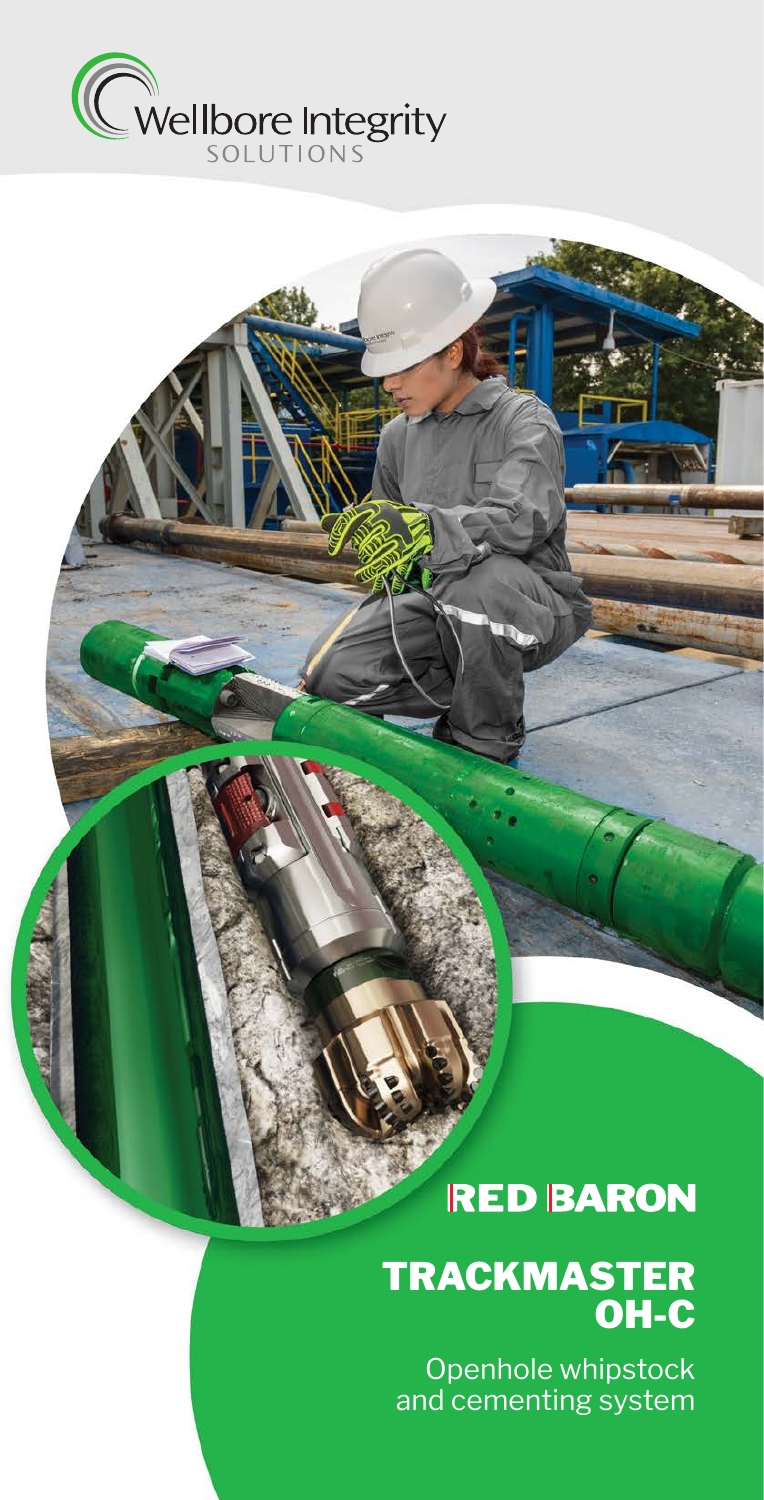Wellbore Integrity
SOLUTIONS

RED BARON

# TRACKMASTER OH-C

Openhole whipstock and cementing system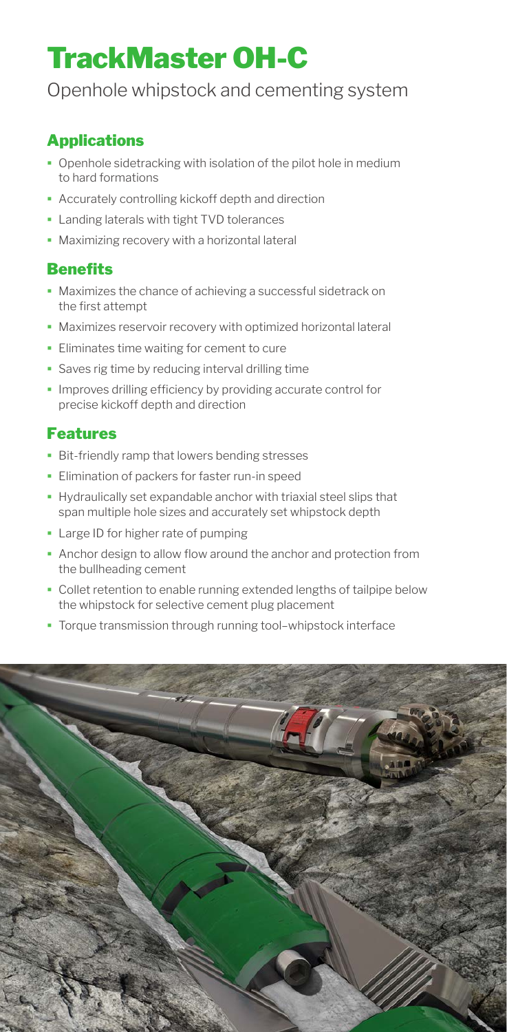# TrackMaster OH-C

Openhole whipstock and cementing system

## Applications

- Openhole sidetracking with isolation of the pilot hole in medium to hard formations
- Accurately controlling kickoff depth and direction
- Landing laterals with tight TVD tolerances
- Maximizing recovery with a horizontal lateral

## Benefits

- Maximizes the chance of achieving a successful sidetrack on the first attempt
- Maximizes reservoir recovery with optimized horizontal lateral
- Eliminates time waiting for cement to cure
- Saves rig time by reducing interval drilling time
- Improves drilling efficiency by providing accurate control for precise kickoff depth and direction

## Features

- Bit-friendly ramp that lowers bending stresses
- Elimination of packers for faster run-in speed
- Hydraulically set expandable anchor with triaxial steel slips that span multiple hole sizes and accurately set whipstock depth
- Large ID for higher rate of pumping
- Anchor design to allow flow around the anchor and protection from the bullheading cement
- Collet retention to enable running extended lengths of tailpipe below the whipstock for selective cement plug placement
- Torque transmission through running tool–whipstock interface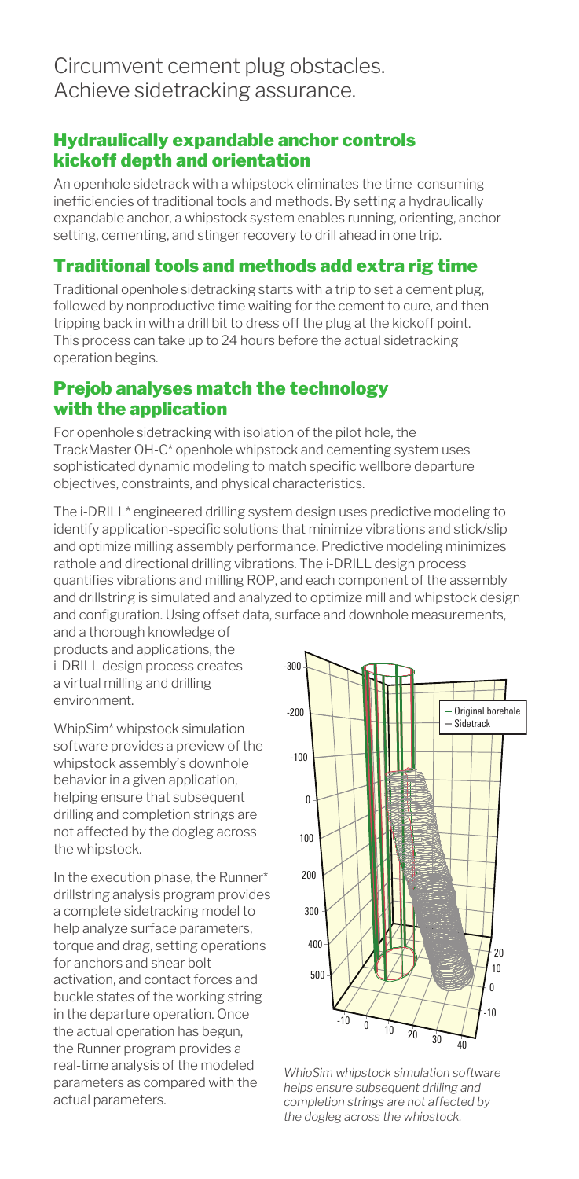# Circumvent cement plug obstacles. Achieve sidetracking assurance.

## Hydraulically expandable anchor controls kickoff depth and orientation

An openhole sidetrack with a whipstock eliminates the time-consuming inefficiencies of traditional tools and methods. By setting a hydraulically expandable anchor, a whipstock system enables running, orienting, anchor setting, cementing, and stinger recovery to drill ahead in one trip.

## Traditional tools and methods add extra rig time

Traditional openhole sidetracking starts with a trip to set a cement plug, followed by nonproductive time waiting for the cement to cure, and then tripping back in with a drill bit to dress off the plug at the kickoff point. This process can take up to 24 hours before the actual sidetracking operation begins.

## Prejob analyses match the technology with the application

For openhole sidetracking with isolation of the pilot hole, the TrackMaster OH-C* openhole whipstock and cementing system uses sophisticated dynamic modeling to match specific wellbore departure objectives, constraints, and physical characteristics.

The i-DRILL* engineered drilling system design uses predictive modeling to identify application-specific solutions that minimize vibrations and stick/slip and optimize milling assembly performance. Predictive modeling minimizes rathole and directional drilling vibrations. The i-DRILL design process quantifies vibrations and milling ROP, and each component of the assembly and drillstring is simulated and analyzed to optimize mill and whipstock design and configuration. Using offset data, surface and downhole measurements, and a thorough knowledge of products and applications, the i-DRILL design process creates a virtual milling and drilling environment.

WhipSim* whipstock simulation software provides a preview of the whipstock assembly's downhole behavior in a given application, helping ensure that subsequent drilling and completion strings are not affected by the dogleg across the whipstock.

In the execution phase, the Runner* drillstring analysis program provides a complete sidetracking model to help analyze surface parameters, torque and drag, setting operations for anchors and shear bolt activation, and contact forces and buckle states of the working string in the departure operation. Once the actual operation has begun, the Runner program provides a real-time analysis of the modeled parameters as compared with the actual parameters.

*WhipSim whipstock simulation software helps ensure subsequent drilling and completion strings are not affected by the dogleg across the whipstock.*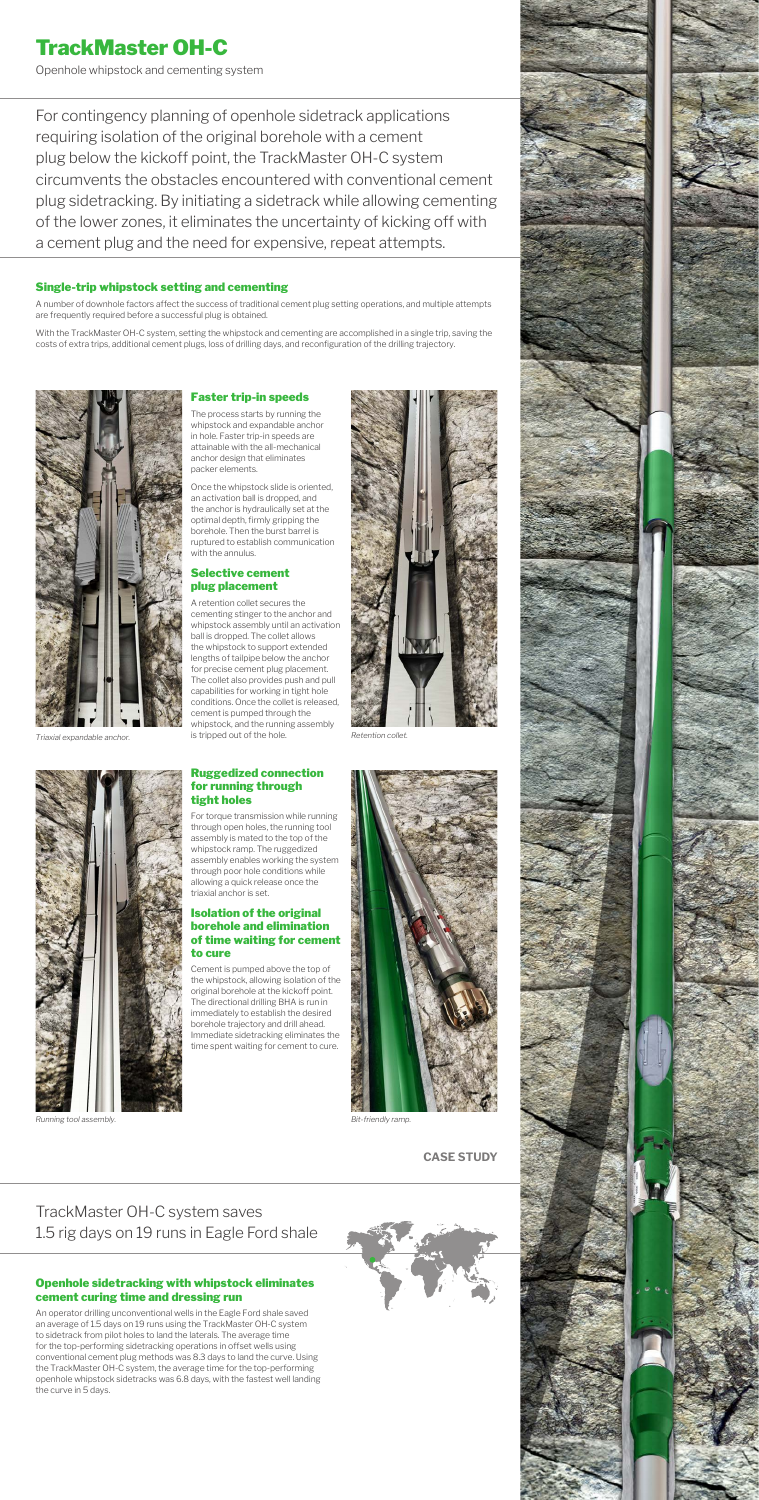# TrackMaster OH-C

Openhole whipstock and cementing system

For contingency planning of openhole sidetrack applications requiring isolation of the original borehole with a cement plug below the kickoff point, the TrackMaster OH-C system circumvents the obstacles encountered with conventional cement plug sidetracking. By initiating a sidetrack while allowing cementing of the lower zones, it eliminates the uncertainty of kicking off with a cement plug and the need for expensive, repeat attempts.

### Single-trip whipstock setting and cementing

A number of downhole factors affect the success of traditional cement plug setting operations, and multiple attempts are frequently required before a successful plug is obtained.

With the TrackMaster OH-C system, setting the whipstock and cementing are accomplished in a single trip, saving the costs of extra trips, additional cement plugs, loss of drilling days, and reconfiguration of the drilling trajectory.

*Triaxial expandable anchor.*

### Faster trip-in speeds

The process starts by running the whipstock and expandable anchor in hole. Faster trip-in speeds are attainable with the all-mechanical anchor design that eliminates packer elements.

Once the whipstock slide is oriented, an activation ball is dropped, and the anchor is hydraulically set at the optimal depth, firmly gripping the borehole. Then the burst barrel is ruptured to establish communication with the annulus.

### Selective cement plug placement

A retention collet secures the cementing stinger to the anchor and whipstock assembly until an activation ball is dropped. The collet allows the whipstock to support extended lengths of tailpipe below the anchor for precise cement plug placement. The collet also provides push and pull capabilities for working in tight hole conditions. Once the collet is released, cement is pumped through the whipstock, and the running assembly is tripped out of the hole.

*Retention collet.*

*Running tool assembly.*

### Ruggedized connection for running through tight holes

For torque transmission while running through open holes, the running tool assembly is mated to the top of the whipstock ramp. The ruggedized assembly enables working the system through poor hole conditions while allowing a quick release once the triaxial anchor is set.

### Isolation of the original borehole and elimination of time waiting for cement to cure

Cement is pumped above the top of the whipstock, allowing isolation of the original borehole at the kickoff point. The directional drilling BHA is run in immediately to establish the desired borehole trajectory and drill ahead. Immediate sidetracking eliminates the time spent waiting for cement to cure.

*Bit-friendly ramp.*

**CASE STUDY**

## TrackMaster OH-C system saves 1.5 rig days on 19 runs in Eagle Ford shale

### Openhole sidetracking with whipstock eliminates cement curing time and dressing run

An operator drilling unconventional wells in the Eagle Ford shale saved an average of 1.5 days on 19 runs using the TrackMaster OH-C system to sidetrack from pilot holes to land the laterals. The average time for the top-performing sidetracking operations in offset wells using conventional cement plug methods was 8.3 days to land the curve. Using the TrackMaster OH-C system, the average time for the top-performing openhole whipstock sidetracks was 6.8 days, with the fastest well landing the curve in 5 days.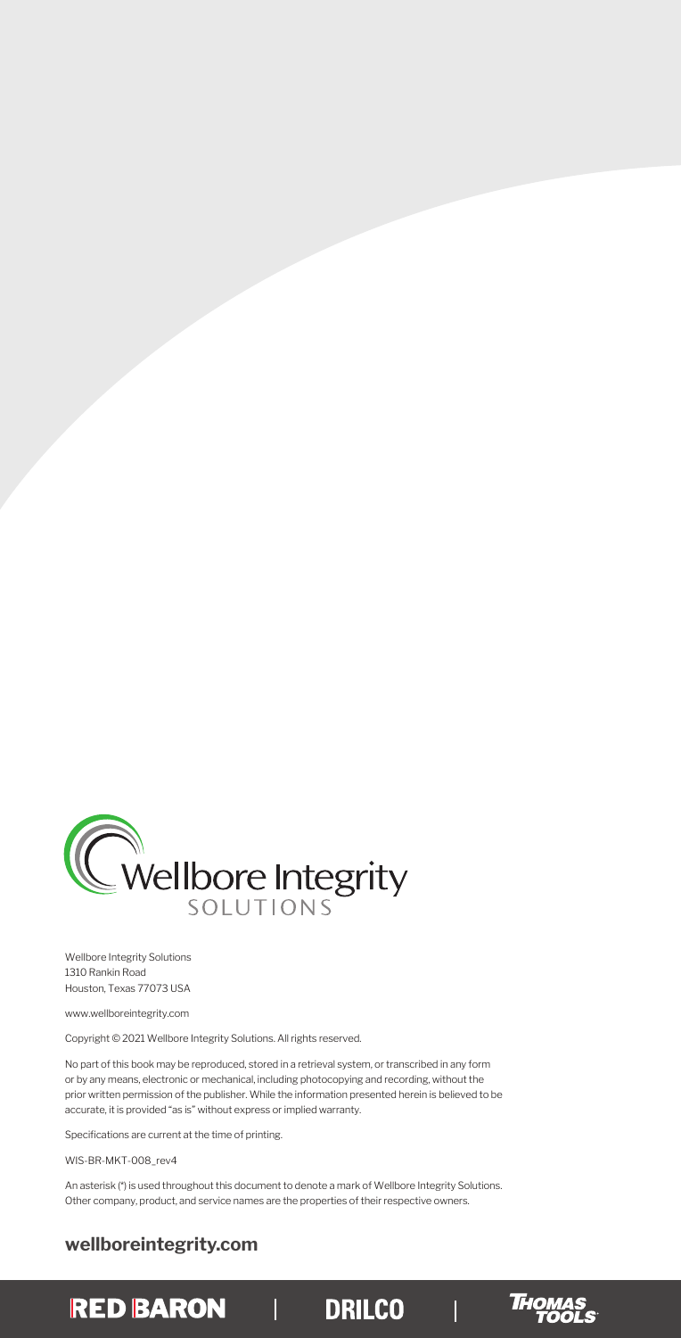Wellbore Integrity Solutions

Wellbore Integrity Solutions
1310 Rankin Road
Houston, Texas 77073 USA

www.wellboreintegrity.com

Copyright © 2021 Wellbore Integrity Solutions. All rights reserved.

No part of this book may be reproduced, stored in a retrieval system, or transcribed in any form or by any means, electronic or mechanical, including photocopying and recording, without the prior written permission of the publisher. While the information presented herein is believed to be accurate, it is provided "as is" without express or implied warranty.

Specifications are current at the time of printing.

WIS-BR-MKT-008_rev4

An asterisk (*) is used throughout this document to denote a mark of Wellbore Integrity Solutions. Other company, product, and service names are the properties of their respective owners.

**wellboreintegrity.com**

RED BARON | DRILCO | THOMAS TOOLS